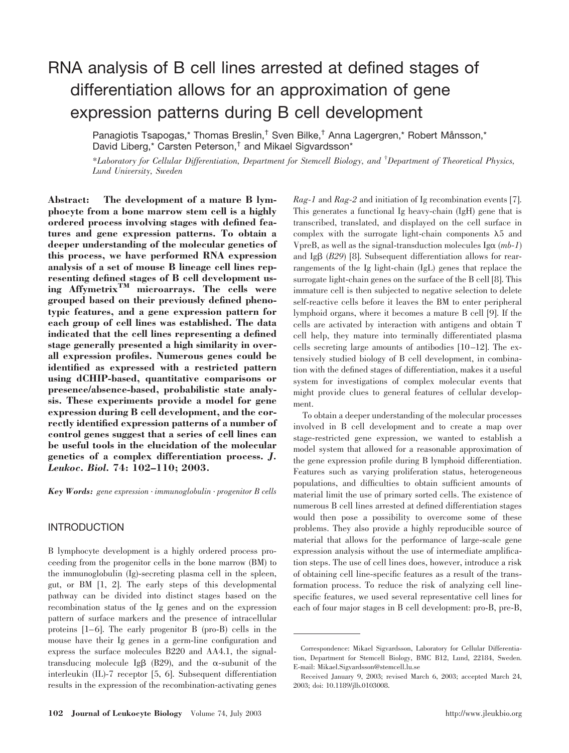# RNA analysis of B cell lines arrested at defined stages of differentiation allows for an approximation of gene expression patterns during B cell development

Panagiotis Tsapogas,* Thomas Breslin,† Sven Bilke,† Anna Lagergren,* Robert Månsson,* David Liberg,* Carsten Peterson,† and Mikael Sigvardsson*

*Laboratory for Cellular Differentiation, Department for Stemcell Biology, and †Department of Theoretical Physics, Lund University, Sweden

**Abstract: The development of a mature B lymphocyte from a bone marrow stem cell is a highly ordered process involving stages with defined features and gene expression patterns. To obtain a deeper understanding of the molecular genetics of this process, we have performed RNA expression analysis of a set of mouse B lineage cell lines representing defined stages of B cell development using Affymetrix™ microarrays. The cells were grouped based on their previously defined phenotypic features, and a gene expression pattern for each group of cell lines was established. The data indicated that the cell lines representing a defined stage generally presented a high similarity in overall expression profiles. Numerous genes could be identified as expressed with a restricted pattern using dCHIP-based, quantitative comparisons or presence/absence-based, probabilistic state analysis. These experiments provide a model for gene expression during B cell development, and the correctly identified expression patterns of a number of control genes suggest that a series of cell lines can be useful tools in the elucidation of the molecular genetics of a complex differentiation process. *J. Leukoc. Biol.* 74: 102–110; 2003.**

***Key Words:*** *gene expression · immunoglobulin · progenitor B cells*

## INTRODUCTION

B lymphocyte development is a highly ordered process proceeding from the progenitor cells in the bone marrow (BM) to the immunoglobulin (Ig)-secreting plasma cell in the spleen, gut, or BM [1, 2]. The early steps of this developmental pathway can be divided into distinct stages based on the recombination status of the Ig genes and on the expression pattern of surface markers and the presence of intracellular proteins [1–6]. The early progenitor B (pro-B) cells in the mouse have their Ig genes in a germ-line configuration and express the surface molecules B220 and AA4.1, the signal-transducing molecule Igβ (B29), and the α-subunit of the interleukin (IL)-7 receptor [5, 6]. Subsequent differentiation results in the expression of the recombination-activating genes *Rag-1* and *Rag-2* and initiation of Ig recombination events [7]. This generates a functional Ig heavy-chain (IgH) gene that is transcribed, translated, and displayed on the cell surface in complex with the surrogate light-chain components λ5 and VpreB, as well as the signal-transduction molecules Igα (*mb-1*) and Igβ (*B29*) [8]. Subsequent differentiation allows for rearrangements of the Ig light-chain (IgL) genes that replace the surrogate light-chain genes on the surface of the B cell [8]. This immature cell is then subjected to negative selection to delete self-reactive cells before it leaves the BM to enter peripheral lymphoid organs, where it becomes a mature B cell [9]. If the cells are activated by interaction with antigens and obtain T cell help, they mature into terminally differentiated plasma cells secreting large amounts of antibodies [10–12]. The extensively studied biology of B cell development, in combination with the defined stages of differentiation, makes it a useful system for investigations of complex molecular events that might provide clues to general features of cellular development.

To obtain a deeper understanding of the molecular processes involved in B cell development and to create a map over stage-restricted gene expression, we wanted to establish a model system that allowed for a reasonable approximation of the gene expression profile during B lymphoid differentiation. Features such as varying proliferation status, heterogeneous populations, and difficulties to obtain sufficient amounts of material limit the use of primary sorted cells. The existence of numerous B cell lines arrested at defined differentiation stages would then pose a possibility to overcome some of these problems. They also provide a highly reproducible source of material that allows for the performance of large-scale gene expression analysis without the use of intermediate amplification steps. The use of cell lines does, however, introduce a risk of obtaining cell line-specific features as a result of the transformation process. To reduce the risk of analyzing cell line-specific features, we used several representative cell lines for each of four major stages in B cell development: pro-B, pre-B,

---

Correspondence: Mikael Sigvardsson, Laboratory for Cellular Differentiation, Department for Stemcell Biology, BMC B12, Lund, 22184, Sweden. E-mail: Mikael.Sigvardsson@stemcell.lu.se

Received January 9, 2003; revised March 6, 2003; accepted March 24, 2003; doi: 10.1189/jlb.0103008.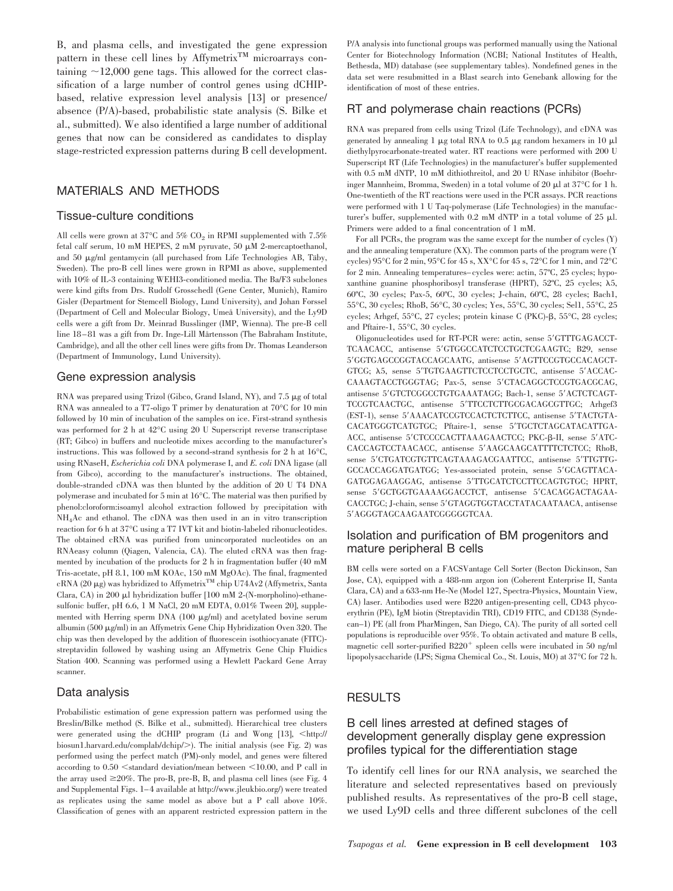B, and plasma cells, and investigated the gene expression pattern in these cell lines by Affymetrix™ microarrays containing ~12,000 gene tags. This allowed for the correct classification of a large number of control genes using dCHIP-based, relative expression level analysis [13] or presence/absence (P/A)-based, probabilistic state analysis (S. Bilke et al., submitted). We also identified a large number of additional genes that now can be considered as candidates to display stage-restricted expression patterns during B cell development.

## MATERIALS AND METHODS

### Tissue-culture conditions

All cells were grown at 37°C and 5% $CO_2$ in RPMI supplemented with 7.5% fetal calf serum, 10 mM HEPES, 2 mM pyruvate, 50 μM 2-mercaptoethanol, and 50 μg/ml gentamycin (all purchased from Life Technologies AB, Täby, Sweden). The pro-B cell lines were grown in RPMI as above, supplemented with 10% of IL-3 containing WEHI3-conditioned media. The Ba/F3 subclones were kind gifts from Drs. Rudolf Grosschedl (Gene Center, Munich), Ramiro Gisler (Department for Stemcell Biology, Lund University), and Johan Forssel (Department of Cell and Molecular Biology, Umeå University), and the Ly9D cells were a gift from Dr. Meinrad Busslinger (IMP, Wienna). The pre-B cell line 18–81 was a gift from Dr. Inge-Lill Mårtensson (The Babraham Institute, Cambridge), and all the other cell lines were gifts from Dr. Thomas Leanderson (Department of Immunology, Lund University).

### Gene expression analysis

RNA was prepared using Trizol (Gibco, Grand Island, NY), and 7.5 μg of total RNA was annealed to a T7-oligo T primer by denaturation at 70°C for 10 min followed by 10 min of incubation of the samples on ice. First-strand synthesis was performed for 2 h at 42°C using 20 U Superscript reverse transcriptase (RT; Gibco) in buffers and nucleotide mixes according to the manufacturer's instructions. This was followed by a second-strand synthesis for 2 h at 16°C, using RNaseH, *Escherichia coli* DNA polymerase I, and *E. coli* DNA ligase (all from Gibco), according to the manufacturer's instructions. The obtained, double-stranded cDNA was then blunted by the addition of 20 U T4 DNA polymerase and incubated for 5 min at 16°C. The material was then purified by phenol:cloroform:isoamyl alcohol extraction followed by precipitation with $NH_4Ac$ and ethanol. The cDNA was then used in an in vitro transcription reaction for 6 h at 37°C using a T7 IVT kit and biotin-labeled ribonucleotides. The obtained cRNA was purified from unincorporated nucleotides on an RNAeasy column (Qiagen, Valencia, CA). The eluted cRNA was then fragmented by incubation of the products for 2 h in fragmentation buffer (40 mM Tris-acetate, pH 8.1, 100 mM KOAc, 150 mM MgOAc). The final, fragmented cRNA (20 μg) was hybridized to Affymetrix™ chip U74Av2 (Affymetrix, Santa Clara, CA) in 200 μl hybridization buffer [100 mM 2-(N-morpholino)-ethanesulfonic buffer, pH 6.6, 1 M NaCl, 20 mM EDTA, 0.01% Tween 20], supplemented with Herring sperm DNA (100 μg/ml) and acetylated bovine serum albumin (500 μg/ml) in an Affymetrix Gene Chip Hybridization Oven 320. The chip was then developed by the addition of fluorescein isothiocyanate (FITC)-streptavidin followed by washing using an Affymetrix Gene Chip Fluidics Station 400. Scanning was performed using a Hewlett Packard Gene Array scanner.

### Data analysis

Probabilistic estimation of gene expression pattern was performed using the Breslin/Bilke method (S. Bilke et al., submitted). Hierarchical tree clusters were generated using the dCHIP program (Li and Wong [13], <http://biosun1.harvard.edu/complab/dchip/>). The initial analysis (see Fig. 2) was performed using the perfect match (PM)-only model, and genes were filtered according to 0.50 <standard deviation/mean between <10.00, and P call in the array used ≥20%. The pro-B, pre-B, B, and plasma cell lines (see Fig. 4 and Supplemental Figs. 1–4 available at http://www.jleukbio.org/) were treated as replicates using the same model as above but a P call above 10%. Classification of genes with an apparent restricted expression pattern in the P/A analysis into functional groups was performed manually using the National Center for Biotechnology Information (NCBI; National Institutes of Health, Bethesda, MD) database (see supplementary tables). Nondefined genes in the data set were resubmitted in a Blast search into Genebank allowing for the identification of most of these entries.

### RT and polymerase chain reactions (PCRs)

RNA was prepared from cells using Trizol (Life Technology), and cDNA was generated by annealing 1 μg total RNA to 0.5 μg random hexamers in 10 μl diethylpyrocarbonate-treated water. RT reactions were performed with 200 U Superscript RT (Life Technologies) in the manufacturer's buffer supplemented with 0.5 mM dNTP, 10 mM dithiothreitol, and 20 U RNase inhibitor (Boehringer Mannheim, Bromma, Sweden) in a total volume of 20 μl at 37°C for 1 h. One-twentieth of the RT reactions were used in the PCR assays. PCR reactions were performed with 1 U Taq-polymerase (Life Technologies) in the manufacturer's buffer, supplemented with 0.2 mM dNTP in a total volume of 25 μl. Primers were added to a final concentration of 1 mM.

For all PCRs, the program was the same except for the number of cycles (Y) and the annealing temperature (XX). The common parts of the program were (Y cycles) 95°C for 2 min, 95°C for 45 s, XX°C for 45 s, 72°C for 1 min, and 72°C for 2 min. Annealing temperatures–cycles were: actin, 57ºC, 25 cycles; hypoxanthine guanine phosphoribosyl transferase (HPRT), 52ºC, 25 cycles; λ5, 60ºC, 30 cycles; Pax-5, 60ºC, 30 cycles; J-chain, 60ºC, 28 cycles; Bach1, 55°C, 30 cycles; RhoB, 56°C, 30 cycles; Yes, 55°C, 30 cycles; Sel1, 55°C, 25 cycles; Arhgef, 55°C, 27 cycles; protein kinase C (PKC)-β, 55°C, 28 cycles; and Pftaire-1, 55°C, 30 cycles.

Oligonucleotides used for RT-PCR were: actin, sense 5′GTTTGAGACCTTCAACACC, antisense 5′GTGGCCATCTCCTGCTCGAAGTC; B29, sense 5′GGTGAGCCGGTACCAGCAATG, antisense 5′AGTTCCGTGCCACAGCTGTCG; λ5, sense 5′TGTGAAGTTCTCCTCCTGCTC, antisense 5′ACCACCAAAGTACCTGGGTAG; Pax-5, sense 5′CTACAGGCTCCGTGACGCAG, antisense 5′GTCTCGGCCTGTGAAATAGG; Bach-1, sense 5′ACTCTCAGTTCCGTCAACTGC, antisense 5′TTCCTCTTGCGACAGCGTTGC; Arhgef3 (EST-1), sense 5′AAACATCCGTCCACTCTCTTCC, antisense 5′TACTGTACACATGGGTCATGTGC; Pftaire-1, sense 5′TGCTCTAGCATACATTGAACC, antisense 5′CTCCCCACTTAAAGAACTCC; PKC-β-II, sense 5′ATCCACCAGTCCTAACACC, antisense 5′AAGCAAGCATTTTCTCTCC; RhoB, sense 5′CTGATCGTGTTCAGTAAAGACGAATTCC, antisense 5′TTGTTGGCCACCAGGATGATGG; Yes-associated protein, sense 5′GCAGTTACAGATGGAGAAGGAG, antisense 5′TTGCATCTCCTTCCAGTGTGC; HPRT, sense 5′GCTGGTGAAAAGGACCTCT, antisense 5′CACAGGACTAGAACACCTGC; J-chain, sense 5′GTAGGTGGTACCTATACAATAACA, antisense 5′AGGGTAGCAAGAATCGGGGGTCAA.

### Isolation and purification of BM progenitors and mature peripheral B cells

BM cells were sorted on a FACSVantage Cell Sorter (Becton Dickinson, San Jose, CA), equipped with a 488-nm argon ion (Coherent Enterprise II, Santa Clara, CA) and a 633-nm He-Ne (Model 127, Spectra-Physics, Mountain View, CA) laser. Antibodies used were B220 antigen-presenting cell, CD43 phycoerythrin (PE), IgM biotin (Streptavidin TRI), CD19 FITC, and CD138 (Syndecan–1) PE (all from PharMingen, San Diego, CA). The purity of all sorted cell populations is reproducible over 95%. To obtain activated and mature B cells, magnetic cell sorter-purified B220$^+$ spleen cells were incubated in 50 ng/ml lipopolysaccharide (LPS; Sigma Chemical Co., St. Louis, MO) at 37°C for 72 h.

## RESULTS

### B cell lines arrested at defined stages of development generally display gene expression profiles typical for the differentiation stage

To identify cell lines for our RNA analysis, we searched the literature and selected representatives based on previously published results. As representatives of the pro-B cell stage, we used Ly9D cells and three different subclones of the cell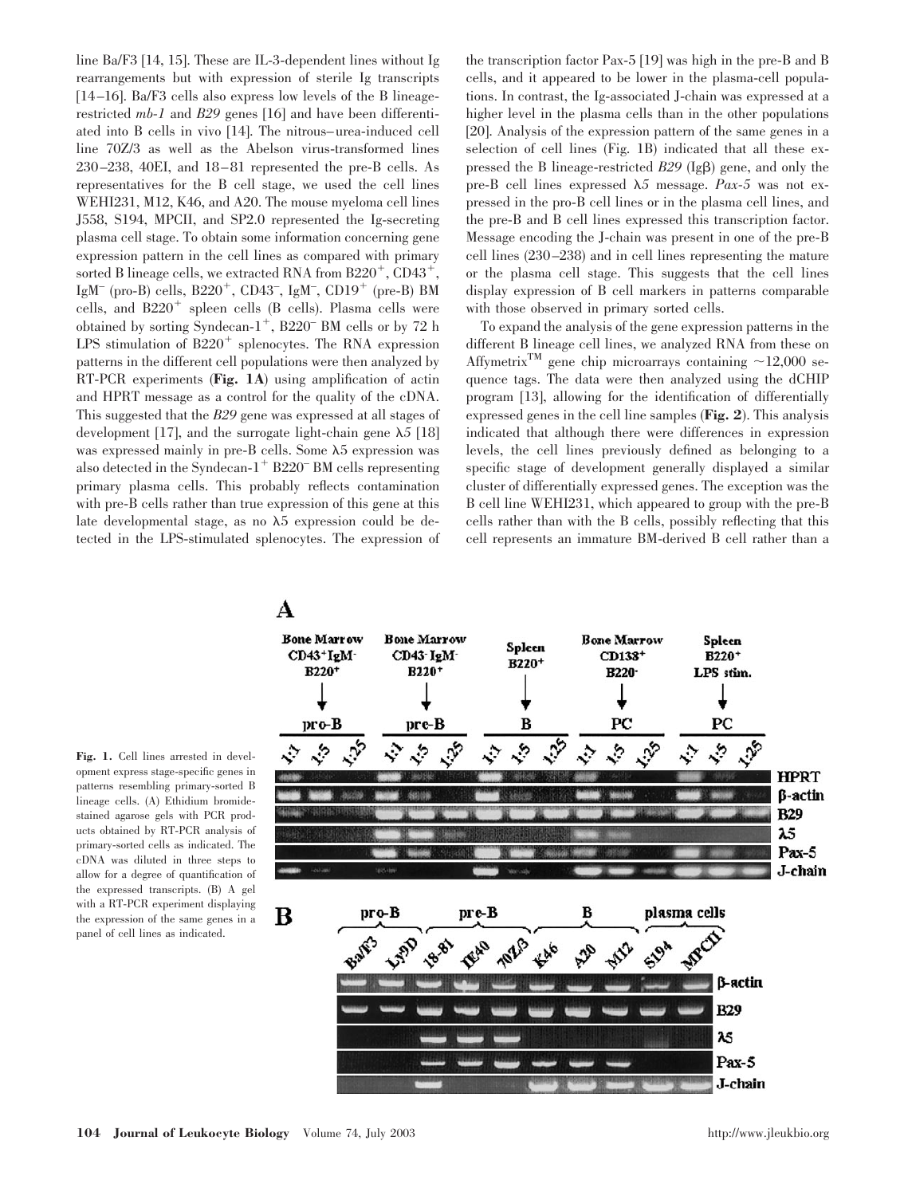line Ba/F3 [14, 15]. These are IL-3-dependent lines without Ig rearrangements but with expression of sterile Ig transcripts [14–16]. Ba/F3 cells also express low levels of the B lineage-restricted *mb-1* and *B29* genes [16] and have been differentiated into B cells in vivo [14]. The nitrous–urea-induced cell line 70Z/3 as well as the Abelson virus-transformed lines 230–238, 40EI, and 18–81 represented the pre-B cells. As representatives for the B cell stage, we used the cell lines WEHI231, M12, K46, and A20. The mouse myeloma cell lines J558, S194, MPCII, and SP2.0 represented the Ig-secreting plasma cell stage. To obtain some information concerning gene expression pattern in the cell lines as compared with primary sorted B lineage cells, we extracted RNA from B220$^+$, CD43$^+$, IgM$^-$ (pro-B) cells, B220$^+$, CD43$^-$, IgM$^-$, CD19$^+$ (pre-B) BM cells, and B220$^+$ spleen cells (B cells). Plasma cells were obtained by sorting Syndecan-1$^+$, B220$^-$ BM cells or by 72 h LPS stimulation of B220$^+$ splenocytes. The RNA expression patterns in the different cell populations were then analyzed by RT-PCR experiments (**Fig. 1A**) using amplification of actin and HPRT message as a control for the quality of the cDNA. This suggested that the *B29* gene was expressed at all stages of development [17], and the surrogate light-chain gene *λ5* [18] was expressed mainly in pre-B cells. Some λ5 expression was also detected in the Syndecan-1$^+$ B220$^-$ BM cells representing primary plasma cells. This probably reflects contamination with pre-B cells rather than true expression of this gene at this late developmental stage, as no λ5 expression could be detected in the LPS-stimulated splenocytes. The expression of the transcription factor Pax-5 [19] was high in the pre-B and B cells, and it appeared to be lower in the plasma-cell populations. In contrast, the Ig-associated J-chain was expressed at a higher level in the plasma cells than in the other populations [20]. Analysis of the expression pattern of the same genes in a selection of cell lines (Fig. 1B) indicated that all these expressed the B lineage-restricted *B29* (Igβ) gene, and only the pre-B cell lines expressed *λ5* message. *Pax-5* was not expressed in the pro-B cell lines or in the plasma cell lines, and the pre-B and B cell lines expressed this transcription factor. Message encoding the J-chain was present in one of the pre-B cell lines (230–238) and in cell lines representing the mature or the plasma cell stage. This suggests that the cell lines display expression of B cell markers in patterns comparable with those observed in primary sorted cells.

To expand the analysis of the gene expression patterns in the different B lineage cell lines, we analyzed RNA from these on Affymetrix™ gene chip microarrays containing ~12,000 sequence tags. The data were then analyzed using the dCHIP program [13], allowing for the identification of differentially expressed genes in the cell line samples (**Fig. 2**). This analysis indicated that although there were differences in expression levels, the cell lines previously defined as belonging to a specific stage of development generally displayed a similar cluster of differentially expressed genes. The exception was the B cell line WEHI231, which appeared to group with the pre-B cells rather than with the B cells, possibly reflecting that this cell represents an immature BM-derived B cell rather than a

**Fig. 1.** Cell lines arrested in development express stage-specific genes in patterns resembling primary-sorted B lineage cells. (A) Ethidium bromide-stained agarose gels with PCR products obtained by RT-PCR analysis of primary-sorted cells as indicated. The cDNA was diluted in three steps to allow for a degree of quantification of the expressed transcripts. (B) A gel with a RT-PCR experiment displaying the expression of the same genes in a panel of cell lines as indicated.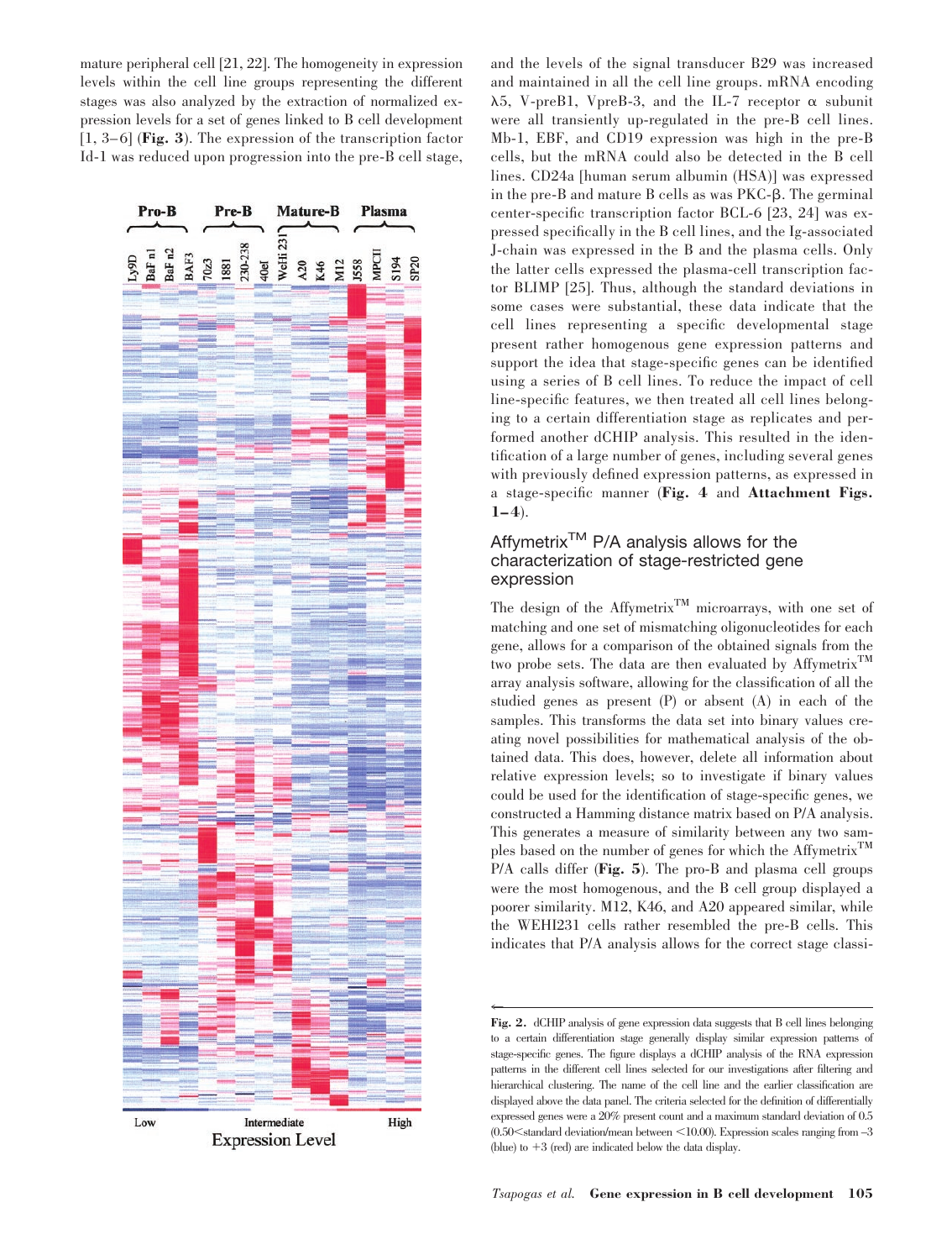mature peripheral cell [21, 22]. The homogeneity in expression levels within the cell line groups representing the different stages was also analyzed by the extraction of normalized expression levels for a set of genes linked to B cell development [1, 3–6] (**Fig. 3**). The expression of the transcription factor Id-1 was reduced upon progression into the pre-B cell stage, and the levels of the signal transducer B29 was increased and maintained in all the cell line groups. mRNA encoding λ5, V-preB1, VpreB-3, and the IL-7 receptor α subunit were all transiently up-regulated in the pre-B cell lines. Mb-1, EBF, and CD19 expression was high in the pre-B cells, but the mRNA could also be detected in the B cell lines. CD24a [human serum albumin (HSA)] was expressed in the pre-B and mature B cells as was PKC-β. The germinal center-specific transcription factor BCL-6 [23, 24] was expressed specifically in the B cell lines, and the Ig-associated J-chain was expressed in the B and the plasma cells. Only the latter cells expressed the plasma-cell transcription factor BLIMP [25]. Thus, although the standard deviations in some cases were substantial, these data indicate that the cell lines representing a specific developmental stage present rather homogenous gene expression patterns and support the idea that stage-specific genes can be identified using a series of B cell lines. To reduce the impact of cell line-specific features, we then treated all cell lines belonging to a certain differentiation stage as replicates and performed another dCHIP analysis. This resulted in the identification of a large number of genes, including several genes with previously defined expression patterns, as expressed in a stage-specific manner (**Fig. 4** and **Attachment Figs. 1–4**).

Pro-B Pre-B Mature-B Plasma

Ly9D BaF n1 BaF n2 BAF3 70z3 1881 230-238 40ef WeHi 231 A20 K46 M12 J558 MPCH S194 SP20

Low Intermediate High

Expression Level

**Fig. 2.** dCHIP analysis of gene expression data suggests that B cell lines belonging to a certain differentiation stage generally display similar expression patterns of stage-specific genes. The figure displays a dCHIP analysis of the RNA expression patterns in the different cell lines selected for our investigations after filtering and hierarchical clustering. The name of the cell line and the earlier classification are displayed above the data panel. The criteria selected for the definition of differentially expressed genes were a 20% present count and a maximum standard deviation of 0.5 (0.50<standard deviation/mean between <10.00). Expression scales ranging from –3 (blue) to +3 (red) are indicated below the data display.

## Affymetrix™ P/A analysis allows for the characterization of stage-restricted gene expression

The design of the Affymetrix™ microarrays, with one set of matching and one set of mismatching oligonucleotides for each gene, allows for a comparison of the obtained signals from the two probe sets. The data are then evaluated by Affymetrix™ array analysis software, allowing for the classification of all the studied genes as present (P) or absent (A) in each of the samples. This transforms the data set into binary values creating novel possibilities for mathematical analysis of the obtained data. This does, however, delete all information about relative expression levels; so to investigate if binary values could be used for the identification of stage-specific genes, we constructed a Hamming distance matrix based on P/A analysis. This generates a measure of similarity between any two samples based on the number of genes for which the Affymetrix™ P/A calls differ (**Fig. 5**). The pro-B and plasma cell groups were the most homogenous, and the B cell group displayed a poorer similarity. M12, K46, and A20 appeared similar, while the WEHI231 cells rather resembled the pre-B cells. This indicates that P/A analysis allows for the correct stage classi-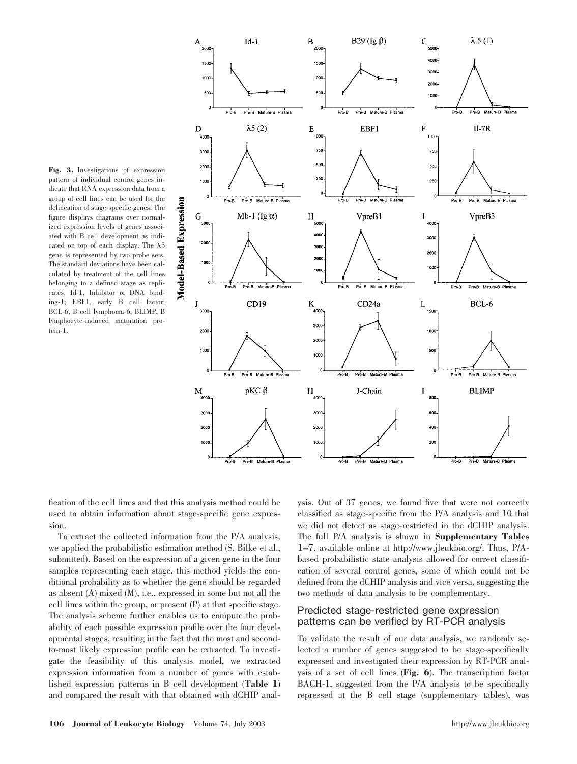**Fig. 3.** Investigations of expression pattern of individual control genes indicate that RNA expression data from a group of cell lines can be used for the delineation of stage-specific genes. The figure displays diagrams over normalized expression levels of genes associated with B cell development as indicated on top of each display. The λ5 gene is represented by two probe sets. The standard deviations have been calculated by treatment of the cell lines belonging to a defined stage as replicates. Id-1, Inhibitor of DNA binding-1; EBF1, early B cell factor; BCL-6, B cell lymphoma-6; BLIMP, B lymphocyte-induced maturation protein-1.

fication of the cell lines and that this analysis method could be used to obtain information about stage-specific gene expression.

To extract the collected information from the P/A analysis, we applied the probabilistic estimation method (S. Bilke et al., submitted). Based on the expression of a given gene in the four samples representing each stage, this method yields the conditional probability as to whether the gene should be regarded as absent (A) mixed (M), i.e., expressed in some but not all the cell lines within the group, or present (P) at that specific stage. The analysis scheme further enables us to compute the probability of each possible expression profile over the four developmental stages, resulting in the fact that the most and second-to-most likely expression profile can be extracted. To investigate the feasibility of this analysis model, we extracted expression information from a number of genes with established expression patterns in B cell development (**Table 1**) and compared the result with that obtained with dCHIP analysis. Out of 37 genes, we found five that were not correctly classified as stage-specific from the P/A analysis and 10 that we did not detect as stage-restricted in the dCHIP analysis. The full P/A analysis is shown in **Supplementary Tables 1–7**, available online at http://www.jleukbio.org/. Thus, P/A-based probabilistic state analysis allowed for correct classification of several control genes, some of which could not be defined from the dCHIP analysis and vice versa, suggesting the two methods of data analysis to be complementary.

## Predicted stage-restricted gene expression patterns can be verified by RT-PCR analysis

To validate the result of our data analysis, we randomly selected a number of genes suggested to be stage-specifically expressed and investigated their expression by RT-PCR analysis of a set of cell lines (**Fig. 6**). The transcription factor BACH-1, suggested from the P/A analysis to be specifically repressed at the B cell stage (supplementary tables), was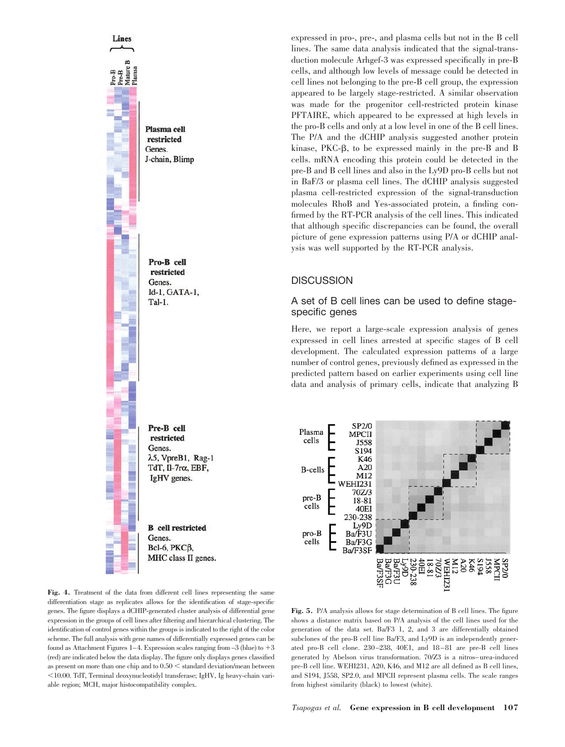expressed in pro-, pre-, and plasma cells but not in the B cell lines. The same data analysis indicated that the signal-transduction molecule Arhgef-3 was expressed specifically in pre-B cells, and although low levels of message could be detected in cell lines not belonging to the pre-B cell group, the expression appeared to be largely stage-restricted. A similar observation was made for the progenitor cell-restricted protein kinase PFTAIRE, which appeared to be expressed at high levels in the pro-B cells and only at a low level in one of the B cell lines. The P/A and the dCHIP analysis suggested another protein kinase, PKC-β, to be expressed mainly in the pre-B and B cells. mRNA encoding this protein could be detected in the pre-B and B cell lines and also in the Ly9D pro-B cells but not in BaF/3 or plasma cell lines. The dCHIP analysis suggested plasma cell-restricted expression of the signal-transduction molecules RhoB and Yes-associated protein, a finding confirmed by the RT-PCR analysis of the cell lines. This indicated that although specific discrepancies can be found, the overall picture of gene expression patterns using P/A or dCHIP analysis was well supported by the RT-PCR analysis.

**Fig. 4.** Treatment of the data from different cell lines representing the same differentiation stage as replicates allows for the identification of stage-specific genes. The figure displays a dCHIP-generated cluster analysis of differential gene expression in the groups of cell lines after filtering and hierarchical clustering. The identification of control genes within the groups is indicated to the right of the color scheme. The full analysis with gene names of differentially expressed genes can be found as Attachment Figures 1–4. Expression scales ranging from –3 (blue) to +3 (red) are indicated below the data display. The figure only displays genes classified as present on more than one chip and to 0.50 < standard deviation/mean between <10.00. TdT, Terminal deoxynucleotidyl transferase; IgHV, Ig heavy-chain variable region; MCH, major histocompatibility complex.

## DISCUSSION

### A set of B cell lines can be used to define stage-specific genes

Here, we report a large-scale expression analysis of genes expressed in cell lines arrested at specific stages of B cell development. The calculated expression patterns of a large number of control genes, previously defined as expressed in the predicted pattern based on earlier experiments using cell line data and analysis of primary cells, indicate that analyzing B

**Fig. 5.** P/A analysis allows for stage determination of B cell lines. The figure shows a distance matrix based on P/A analysis of the cell lines used for the generation of the data set. Ba/F3 1, 2, and 3 are differentially obtained subclones of the pro-B cell line Ba/F3, and Ly9D is an independently generated pro-B cell clone. 230–238, 40E1, and 18–81 are pre-B cell lines generated by Abelson virus transformation. 70Z/3 is a nitros–urea-induced pre-B cell line. WEHI231, A20, K46, and M12 are all defined as B cell lines, and S194, J558, SP2.0, and MPCII represent plasma cells. The scale ranges from highest similarity (black) to lowest (white).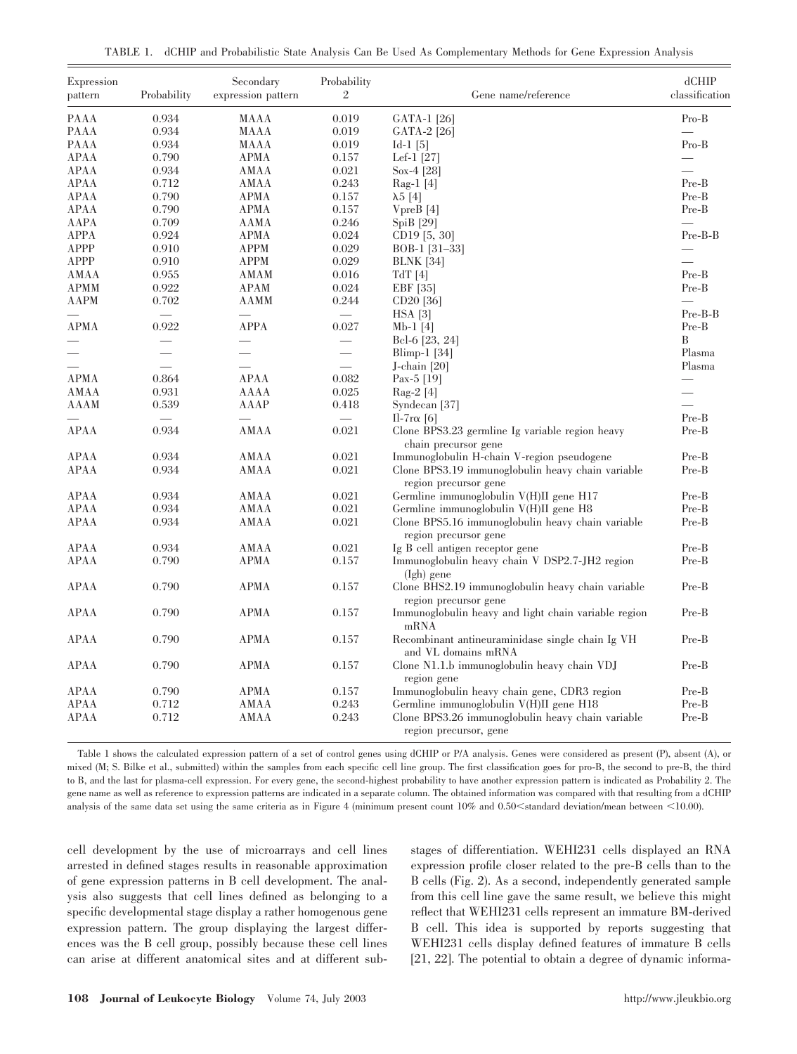TABLE 1. dCHIP and Probabilistic State Analysis Can Be Used As Complementary Methods for Gene Expression Analysis

| Expression pattern | Probability | Secondary expression pattern | Probability 2 | Gene name/reference | dCHIP classification |
|---|---|---|---|---|---|
| PAAA | 0.934 | MAAA | 0.019 | GATA-1 [26] | Pro-B |
| PAAA | 0.934 | MAAA | 0.019 | GATA-2 [26] | — |
| PAAA | 0.934 | MAAA | 0.019 | Id-1 [5] | Pro-B |
| APAA | 0.790 | APMA | 0.157 | Lef-1 [27] | — |
| APAA | 0.934 | AMAA | 0.021 | Sox-4 [28] | — |
| APAA | 0.712 | AMAA | 0.243 | Rag-1 [4] | Pre-B |
| APAA | 0.790 | APMA | 0.157 | λ5 [4] | Pre-B |
| APAA | 0.790 | APMA | 0.157 | VpreB [4] | Pre-B |
| AAPA | 0.709 | AAMA | 0.246 | SpiB [29] | — |
| APPA | 0.924 | APMA | 0.024 | CD19 [5, 30] | Pre-B-B |
| APPP | 0.910 | APPM | 0.029 | BOB-1 [31–33] | — |
| APPP | 0.910 | APPM | 0.029 | BLNK [34] | — |
| AMAA | 0.955 | AMAM | 0.016 | TdT [4] | Pre-B |
| APMM | 0.922 | APAM | 0.024 | EBF [35] | Pre-B |
| AAPM | 0.702 | AAMM | 0.244 | CD20 [36] | — |
| — | — | — | — | HSA [3] | Pre-B-B |
| APMA | 0.922 | APPA | 0.027 | Mb-1 [4] | Pre-B |
| — | — | — | — | Bcl-6 [23, 24] | B |
| — | — | — | — | Blimp-1 [34] | Plasma |
| — | — | — | — | J-chain [20] | Plasma |
| APMA | 0.864 | APAA | 0.082 | Pax-5 [19] | — |
| AMAA | 0.931 | AAAA | 0.025 | Rag-2 [4] | — |
| AAAM | 0.539 | AAAP | 0.418 | Syndecan [37] | — |
| — | — | — | — | Il-7rα [6] | Pre-B |
| APAA | 0.934 | AMAA | 0.021 | Clone BPS3.23 germline Ig variable region heavy chain precursor gene | Pre-B |
| APAA | 0.934 | AMAA | 0.021 | Immunoglobulin H-chain V-region pseudogene | Pre-B |
| APAA | 0.934 | AMAA | 0.021 | Clone BPS3.19 immunoglobulin heavy chain variable region precursor gene | Pre-B |
| APAA | 0.934 | AMAA | 0.021 | Germline immunoglobulin V(H)II gene H17 | Pre-B |
| APAA | 0.934 | AMAA | 0.021 | Germline immunoglobulin V(H)II gene H8 | Pre-B |
| APAA | 0.934 | AMAA | 0.021 | Clone BPS5.16 immunoglobulin heavy chain variable region precursor gene | Pre-B |
| APAA | 0.934 | AMAA | 0.021 | Ig B cell antigen receptor gene | Pre-B |
| APAA | 0.790 | APMA | 0.157 | Immunoglobulin heavy chain V DSP2.7-JH2 region (Igh) gene | Pre-B |
| APAA | 0.790 | APMA | 0.157 | Clone BHS2.19 immunoglobulin heavy chain variable region precursor gene | Pre-B |
| APAA | 0.790 | APMA | 0.157 | Immunoglobulin heavy and light chain variable region mRNA | Pre-B |
| APAA | 0.790 | APMA | 0.157 | Recombinant antineuraminidase single chain Ig VH and VL domains mRNA | Pre-B |
| APAA | 0.790 | APMA | 0.157 | Clone N1.1.b immunoglobulin heavy chain VDJ region gene | Pre-B |
| APAA | 0.790 | APMA | 0.157 | Immunoglobulin heavy chain gene, CDR3 region | Pre-B |
| APAA | 0.712 | AMAA | 0.243 | Germline immunoglobulin V(H)II gene H18 | Pre-B |
| APAA | 0.712 | AMAA | 0.243 | Clone BPS3.26 immunoglobulin heavy chain variable region precursor, gene | Pre-B |

Table 1 shows the calculated expression pattern of a set of control genes using dCHIP or P/A analysis. Genes were considered as present (P), absent (A), or mixed (M; S. Bilke et al., submitted) within the samples from each specific cell line group. The first classification goes for pro-B, the second to pre-B, the third to B, and the last for plasma-cell expression. For every gene, the second-highest probability to have another expression pattern is indicated as Probability 2. The gene name as well as reference to expression patterns are indicated in a separate column. The obtained information was compared with that resulting from a dCHIP analysis of the same data set using the same criteria as in Figure 4 (minimum present count 10% and 0.50<standard deviation/mean between <10.00).

cell development by the use of microarrays and cell lines arrested in defined stages results in reasonable approximation of gene expression patterns in B cell development. The analysis also suggests that cell lines defined as belonging to a specific developmental stage display a rather homogenous gene expression pattern. The group displaying the largest differences was the B cell group, possibly because these cell lines can arise at different anatomical sites and at different substages of differentiation. WEHI231 cells displayed an RNA expression profile closer related to the pre-B cells than to the B cells (Fig. 2). As a second, independently generated sample from this cell line gave the same result, we believe this might reflect that WEHI231 cells represent an immature BM-derived B cell. This idea is supported by reports suggesting that WEHI231 cells display defined features of immature B cells [21, 22]. The potential to obtain a degree of dynamic informa-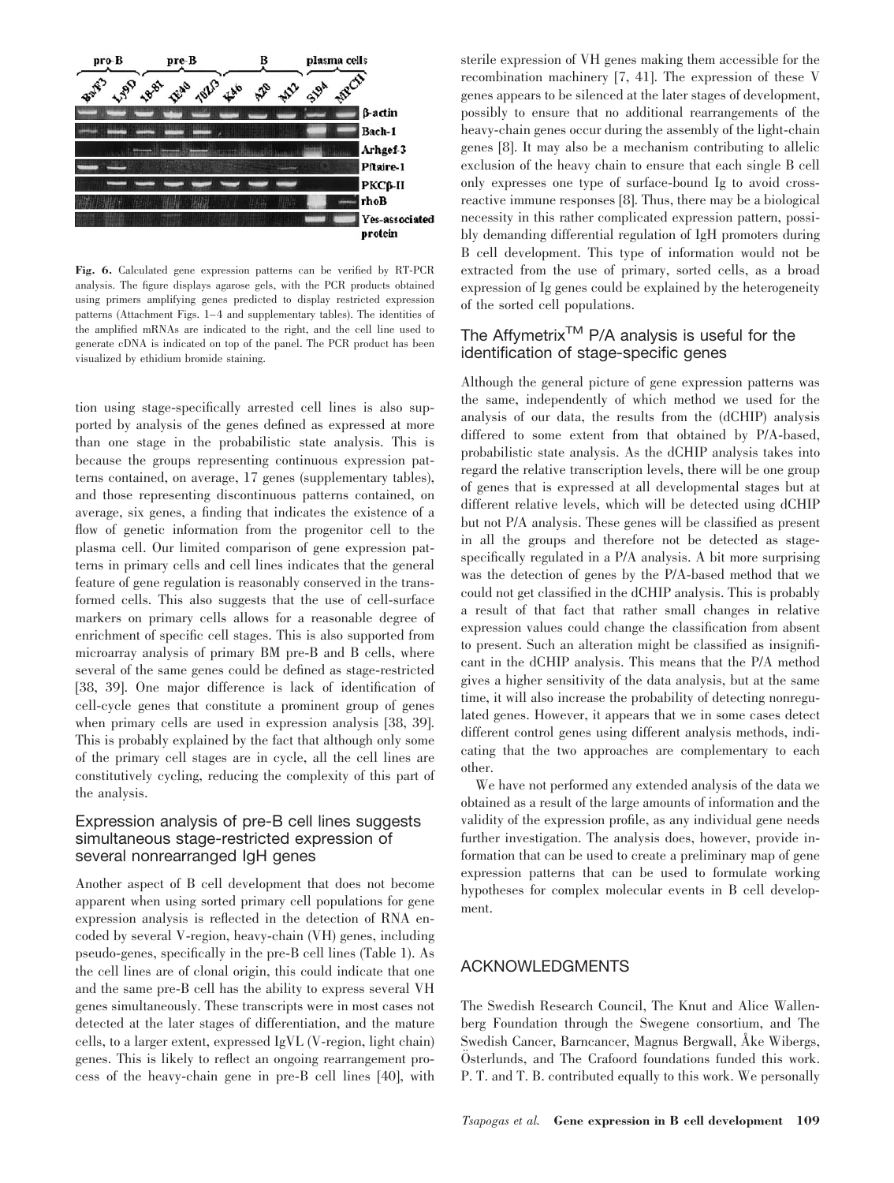**Fig. 6.** Calculated gene expression patterns can be verified by RT-PCR analysis. The figure displays agarose gels, with the PCR products obtained using primers amplifying genes predicted to display restricted expression patterns (Attachment Figs. 1–4 and supplementary tables). The identities of the amplified mRNAs are indicated to the right, and the cell line used to generate cDNA is indicated on top of the panel. The PCR product has been visualized by ethidium bromide staining.

tion using stage-specifically arrested cell lines is also supported by analysis of the genes defined as expressed at more than one stage in the probabilistic state analysis. This is because the groups representing continuous expression patterns contained, on average, 17 genes (supplementary tables), and those representing discontinuous patterns contained, on average, six genes, a finding that indicates the existence of a flow of genetic information from the progenitor cell to the plasma cell. Our limited comparison of gene expression patterns in primary cells and cell lines indicates that the general feature of gene regulation is reasonably conserved in the transformed cells. This also suggests that the use of cell-surface markers on primary cells allows for a reasonable degree of enrichment of specific cell stages. This is also supported from microarray analysis of primary BM pre-B and B cells, where several of the same genes could be defined as stage-restricted [38, 39]. One major difference is lack of identification of cell-cycle genes that constitute a prominent group of genes when primary cells are used in expression analysis [38, 39]. This is probably explained by the fact that although only some of the primary cell stages are in cycle, all the cell lines are constitutively cycling, reducing the complexity of this part of the analysis.

## Expression analysis of pre-B cell lines suggests simultaneous stage-restricted expression of several nonrearranged IgH genes

Another aspect of B cell development that does not become apparent when using sorted primary cell populations for gene expression analysis is reflected in the detection of RNA encoded by several V-region, heavy-chain (VH) genes, including pseudo-genes, specifically in the pre-B cell lines (Table 1). As the cell lines are of clonal origin, this could indicate that one and the same pre-B cell has the ability to express several VH genes simultaneously. These transcripts were in most cases not detected at the later stages of differentiation, and the mature cells, to a larger extent, expressed IgVL (V-region, light chain) genes. This is likely to reflect an ongoing rearrangement process of the heavy-chain gene in pre-B cell lines [40], with sterile expression of VH genes making them accessible for the recombination machinery [7, 41]. The expression of these V genes appears to be silenced at the later stages of development, possibly to ensure that no additional rearrangements of the heavy-chain genes occur during the assembly of the light-chain genes [8]. It may also be a mechanism contributing to allelic exclusion of the heavy chain to ensure that each single B cell only expresses one type of surface-bound Ig to avoid cross-reactive immune responses [8]. Thus, there may be a biological necessity in this rather complicated expression pattern, possibly demanding differential regulation of IgH promoters during B cell development. This type of information would not be extracted from the use of primary, sorted cells, as a broad expression of Ig genes could be explained by the heterogeneity of the sorted cell populations.

## The Affymetrix™ P/A analysis is useful for the identification of stage-specific genes

Although the general picture of gene expression patterns was the same, independently of which method we used for the analysis of our data, the results from the (dCHIP) analysis differed to some extent from that obtained by P/A-based, probabilistic state analysis. As the dCHIP analysis takes into regard the relative transcription levels, there will be one group of genes that is expressed at all developmental stages but at different relative levels, which will be detected using dCHIP but not P/A analysis. These genes will be classified as present in all the groups and therefore not be detected as stage-specifically regulated in a P/A analysis. A bit more surprising was the detection of genes by the P/A-based method that we could not get classified in the dCHIP analysis. This is probably a result of that fact that rather small changes in relative expression values could change the classification from absent to present. Such an alteration might be classified as insignificant in the dCHIP analysis. This means that the P/A method gives a higher sensitivity of the data analysis, but at the same time, it will also increase the probability of detecting nonregulated genes. However, it appears that we in some cases detect different control genes using different analysis methods, indicating that the two approaches are complementary to each other.

We have not performed any extended analysis of the data we obtained as a result of the large amounts of information and the validity of the expression profile, as any individual gene needs further investigation. The analysis does, however, provide information that can be used to create a preliminary map of gene expression patterns that can be used to formulate working hypotheses for complex molecular events in B cell development.

## ACKNOWLEDGMENTS

The Swedish Research Council, The Knut and Alice Wallenberg Foundation through the Swegene consortium, and The Swedish Cancer, Barncancer, Magnus Bergwall, Åke Wibergs, Österlunds, and The Crafoord foundations funded this work. P. T. and T. B. contributed equally to this work. We personally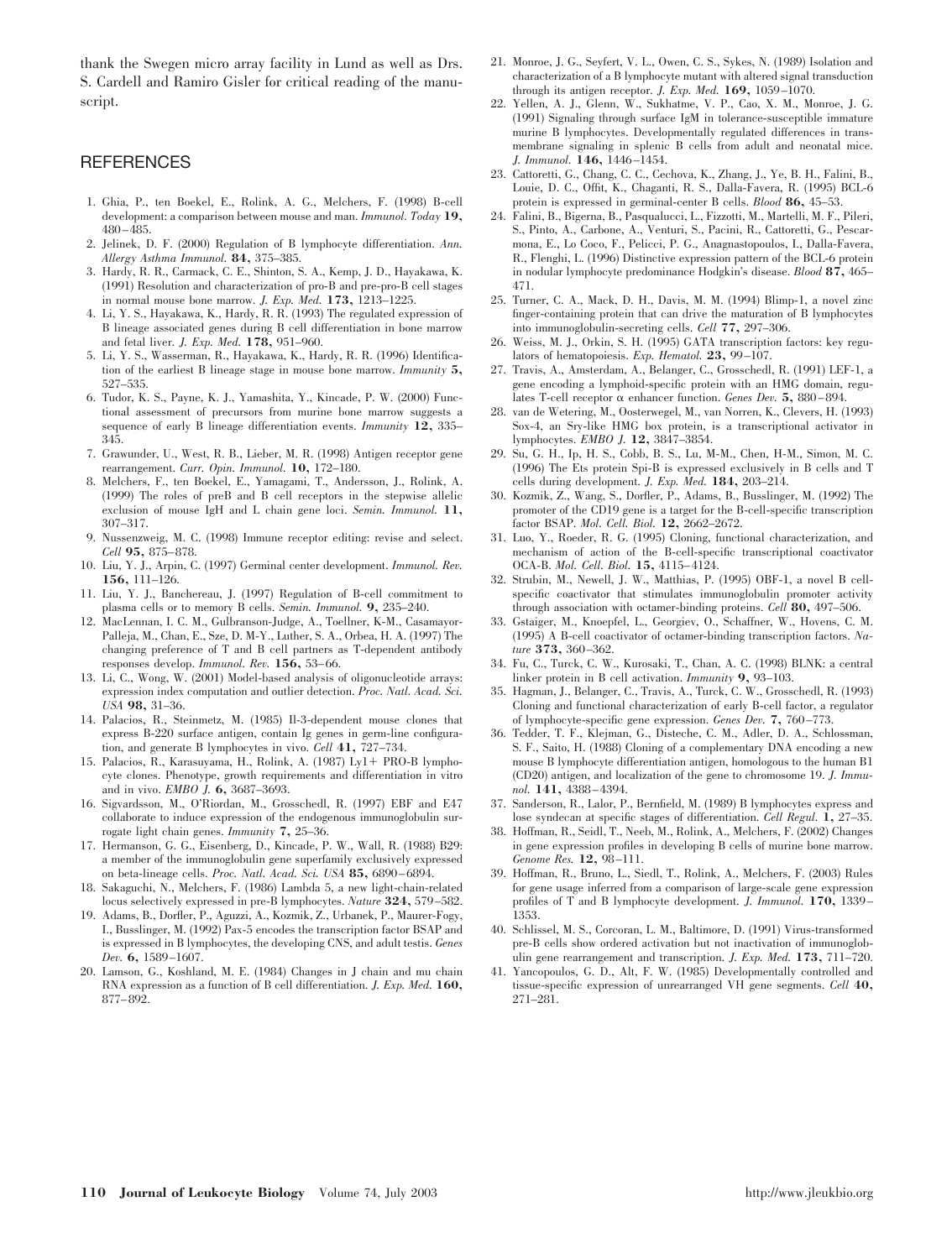thank the Swegen micro array facility in Lund as well as Drs. S. Cardell and Ramiro Gisler for critical reading of the manuscript.

## REFERENCES

1. Ghia, P., ten Boekel, E., Rolink, A. G., Melchers, F. (1998) B-cell development: a comparison between mouse and man. *Immunol. Today* **19,** 480–485.
2. Jelinek, D. F. (2000) Regulation of B lymphocyte differentiation. *Ann. Allergy Asthma Immunol.* **84,** 375–385.
3. Hardy, R. R., Carmack, C. E., Shinton, S. A., Kemp, J. D., Hayakawa, K. (1991) Resolution and characterization of pro-B and pre-pro-B cell stages in normal mouse bone marrow. *J. Exp. Med.* **173,** 1213–1225.
4. Li, Y. S., Hayakawa, K., Hardy, R. R. (1993) The regulated expression of B lineage associated genes during B cell differentiation in bone marrow and fetal liver. *J. Exp. Med.* **178,** 951–960.
5. Li, Y. S., Wasserman, R., Hayakawa, K., Hardy, R. R. (1996) Identification of the earliest B lineage stage in mouse bone marrow. *Immunity* **5,** 527–535.
6. Tudor, K. S., Payne, K. J., Yamashita, Y., Kincade, P. W. (2000) Functional assessment of precursors from murine bone marrow suggests a sequence of early B lineage differentiation events. *Immunity* **12,** 335–345.
7. Grawunder, U., West, R. B., Lieber, M. R. (1998) Antigen receptor gene rearrangement. *Curr. Opin. Immunol.* **10,** 172–180.
8. Melchers, F., ten Boekel, E., Yamagami, T., Andersson, J., Rolink, A. (1999) The roles of preB and B cell receptors in the stepwise allelic exclusion of mouse IgH and L chain gene loci. *Semin. Immunol.* **11,** 307–317.
9. Nussenzweig, M. C. (1998) Immune receptor editing: revise and select. *Cell* **95,** 875–878.
10. Liu, Y. J., Arpin, C. (1997) Germinal center development. *Immunol. Rev.* **156,** 111–126.
11. Liu, Y. J., Banchereau, J. (1997) Regulation of B-cell commitment to plasma cells or to memory B cells. *Semin. Immunol.* **9,** 235–240.
12. MacLennan, I. C. M., Gulbranson-Judge, A., Toellner, K-M., Casamayor-Palleja, M., Chan, E., Sze, D. M-Y., Luther, S. A., Orbea, H. A. (1997) The changing preference of T and B cell partners as T-dependent antibody responses develop. *Immunol. Rev.* **156,** 53–66.
13. Li, C., Wong, W. (2001) Model-based analysis of oligonucleotide arrays: expression index computation and outlier detection. *Proc. Natl. Acad. Sci. USA* **98,** 31–36.
14. Palacios, R., Steinmetz, M. (1985) Il-3-dependent mouse clones that express B-220 surface antigen, contain Ig genes in germ-line configuration, and generate B lymphocytes in vivo. *Cell* **41,** 727–734.
15. Palacios, R., Karasuyama, H., Rolink, A. (1987) Ly1+ PRO-B lymphocyte clones. Phenotype, growth requirements and differentiation in vitro and in vivo. *EMBO J.* **6,** 3687–3693.
16. Sigvardsson, M., O'Riordan, M., Grosschedl, R. (1997) EBF and E47 collaborate to induce expression of the endogenous immunoglobulin surrogate light chain genes. *Immunity* **7,** 25–36.
17. Hermanson, G. G., Eisenberg, D., Kincade, P. W., Wall, R. (1988) B29: a member of the immunoglobulin gene superfamily exclusively expressed on beta-lineage cells. *Proc. Natl. Acad. Sci. USA* **85,** 6890–6894.
18. Sakaguchi, N., Melchers, F. (1986) Lambda 5, a new light-chain-related locus selectively expressed in pre-B lymphocytes. *Nature* **324,** 579–582.
19. Adams, B., Dorfler, P., Aguzzi, A., Kozmik, Z., Urbanek, P., Maurer-Fogy, I., Busslinger, M. (1992) Pax-5 encodes the transcription factor BSAP and is expressed in B lymphocytes, the developing CNS, and adult testis. *Genes Dev.* **6,** 1589–1607.
20. Lamson, G., Koshland, M. E. (1984) Changes in J chain and mu chain RNA expression as a function of B cell differentiation. *J. Exp. Med.* **160,** 877–892.
21. Monroe, J. G., Seyfert, V. L., Owen, C. S., Sykes, N. (1989) Isolation and characterization of a B lymphocyte mutant with altered signal transduction through its antigen receptor. *J. Exp. Med.* **169,** 1059–1070.
22. Yellen, A. J., Glenn, W., Sukhatme, V. P., Cao, X. M., Monroe, J. G. (1991) Signaling through surface IgM in tolerance-susceptible immature murine B lymphocytes. Developmentally regulated differences in transmembrane signaling in splenic B cells from adult and neonatal mice. *J. Immunol.* **146,** 1446–1454.
23. Cattoretti, G., Chang, C. C., Cechova, K., Zhang, J., Ye, B. H., Falini, B., Louie, D. C., Offit, K., Chaganti, R. S., Dalla-Favera, R. (1995) BCL-6 protein is expressed in germinal-center B cells. *Blood* **86,** 45–53.
24. Falini, B., Bigerna, B., Pasqualucci, L., Fizzotti, M., Martelli, M. F., Pileri, S., Pinto, A., Carbone, A., Venturi, S., Pacini, R., Cattoretti, G., Pescarmona, E., Lo Coco, F., Pelicci, P. G., Anagnastopoulos, I., Dalla-Favera, R., Flenghi, L. (1996) Distinctive expression pattern of the BCL-6 protein in nodular lymphocyte predominance Hodgkin's disease. *Blood* **87,** 465–471.
25. Turner, C. A., Mack, D. H., Davis, M. M. (1994) Blimp-1, a novel zinc finger-containing protein that can drive the maturation of B lymphocytes into immunoglobulin-secreting cells. *Cell* **77,** 297–306.
26. Weiss, M. J., Orkin, S. H. (1995) GATA transcription factors: key regulators of hematopoiesis. *Exp. Hematol.* **23,** 99–107.
27. Travis, A., Amsterdam, A., Belanger, C., Grosschedl, R. (1991) LEF-1, a gene encoding a lymphoid-specific protein with an HMG domain, regulates T-cell receptor α enhancer function. *Genes Dev.* **5,** 880–894.
28. van de Wetering, M., Oosterwegel, M., van Norren, K., Clevers, H. (1993) Sox-4, an Sry-like HMG box protein, is a transcriptional activator in lymphocytes. *EMBO J.* **12,** 3847–3854.
29. Su, G. H., Ip, H. S., Cobb, B. S., Lu, M-M., Chen, H-M., Simon, M. C. (1996) The Ets protein Spi-B is expressed exclusively in B cells and T cells during development. *J. Exp. Med.* **184,** 203–214.
30. Kozmik, Z., Wang, S., Dorfler, P., Adams, B., Busslinger, M. (1992) The promoter of the CD19 gene is a target for the B-cell-specific transcription factor BSAP. *Mol. Cell. Biol.* **12,** 2662–2672.
31. Luo, Y., Roeder, R. G. (1995) Cloning, functional characterization, and mechanism of action of the B-cell-specific transcriptional coactivator OCA-B. *Mol. Cell. Biol.* **15,** 4115–4124.
32. Strubin, M., Newell, J. W., Matthias, P. (1995) OBF-1, a novel B cell-specific coactivator that stimulates immunoglobulin promoter activity through association with octamer-binding proteins. *Cell* **80,** 497–506.
33. Gstaiger, M., Knoepfel, L., Georgiev, O., Schaffner, W., Hovens, C. M. (1995) A B-cell coactivator of octamer-binding transcription factors. *Nature* **373,** 360–362.
34. Fu, C., Turck, C. W., Kurosaki, T., Chan, A. C. (1998) BLNK: a central linker protein in B cell activation. *Immunity* **9,** 93–103.
35. Hagman, J., Belanger, C., Travis, A., Turck, C. W., Grosschedl, R. (1993) Cloning and functional characterization of early B-cell factor, a regulator of lymphocyte-specific gene expression. *Genes Dev.* **7,** 760–773.
36. Tedder, T. F., Klejman, G., Disteche, C. M., Adler, D. A., Schlossman, S. F., Saito, H. (1988) Cloning of a complementary DNA encoding a new mouse B lymphocyte differentiation antigen, homologous to the human B1 (CD20) antigen, and localization of the gene to chromosome 19. *J. Immunol.* **141,** 4388–4394.
37. Sanderson, R., Lalor, P., Bernfield, M. (1989) B lymphocytes express and lose syndecan at specific stages of differentiation. *Cell Regul.* **1,** 27–35.
38. Hoffman, R., Seidl, T., Neeb, M., Rolink, A., Melchers, F. (2002) Changes in gene expression profiles in developing B cells of murine bone marrow. *Genome Res.* **12,** 98–111.
39. Hoffman, R., Bruno, L., Siedl, T., Rolink, A., Melchers, F. (2003) Rules for gene usage inferred from a comparison of large-scale gene expression profiles of T and B lymphocyte development. *J. Immunol.* **170,** 1339–1353.
40. Schlissel, M. S., Corcoran, L. M., Baltimore, D. (1991) Virus-transformed pre-B cells show ordered activation but not inactivation of immunoglobulin gene rearrangement and transcription. *J. Exp. Med.* **173,** 711–720.
41. Yancopoulos, G. D., Alt, F. W. (1985) Developmentally controlled and tissue-specific expression of unrearranged VH gene segments. *Cell* **40,** 271–281.